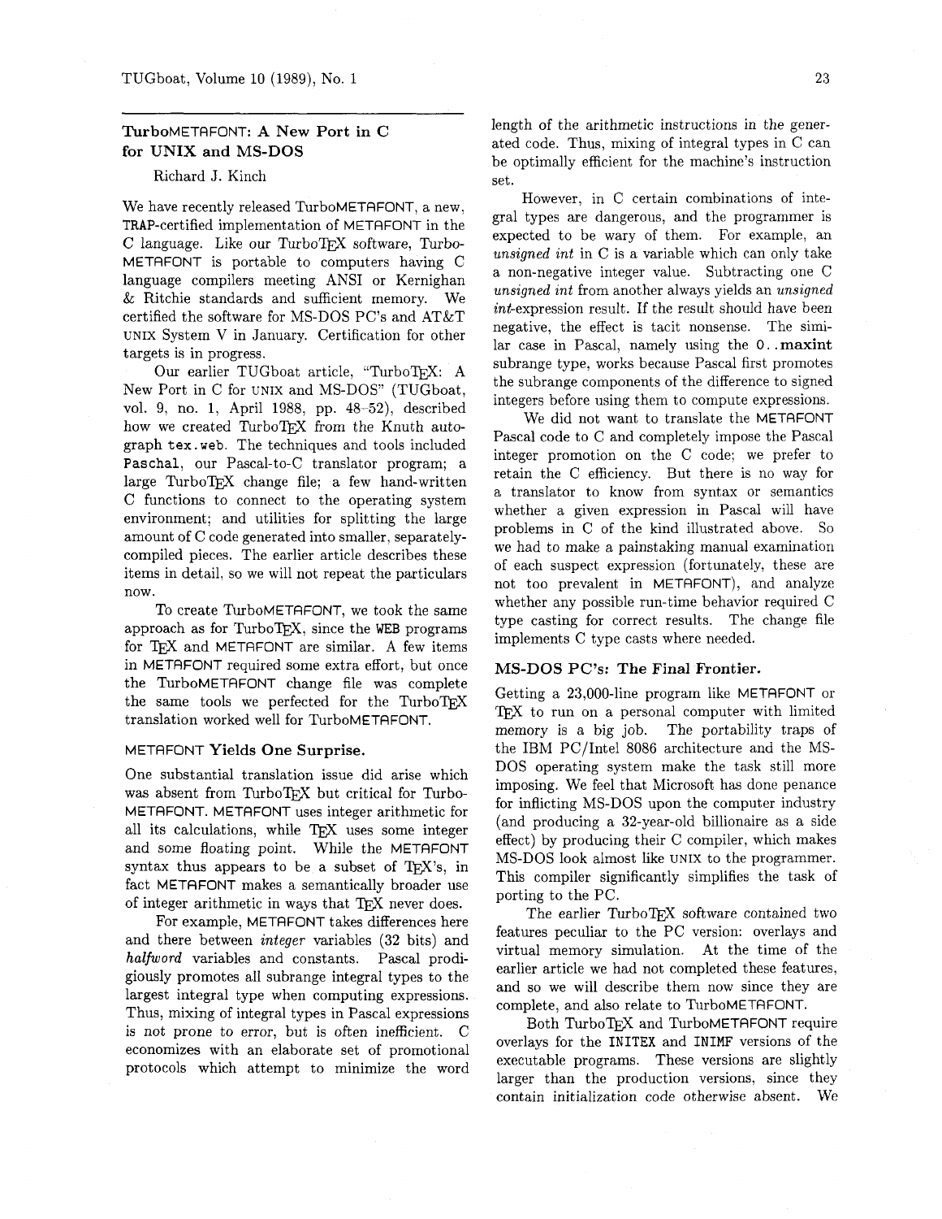## TurboMETAFONT: A New Port in C for UNIX and MS-DOS

Richard J. Kinch

We have recently released TurboMETAFONT, a new, TRAP-certified implementation of METAFONT in the C language. Like our TurboTEX software, TurboMETAFONT is portable to computers having C language compilers meeting ANSI or Kernighan & Ritchie standards and sufficient memory. We certified the software for MS-DOS PC's and AT&T UNIX System V in January. Certification for other targets is in progress.

Our earlier TUGboat article, "TurboTEX: A New Port in C for UNIX and MS-DOS" (TUGboat, vol. 9, no. 1, April 1988, pp. 48–52), described how we created TurboTEX from the Knuth autograph `tex.web`. The techniques and tools included `Paschal`, our Pascal-to-C translator program; a large TurboTEX change file; a few hand-written C functions to connect to the operating system environment; and utilities for splitting the large amount of C code generated into smaller, separately-compiled pieces. The earlier article describes these items in detail, so we will not repeat the particulars now.

To create TurboMETAFONT, we took the same approach as for TurboTEX, since the WEB programs for TEX and METAFONT are similar. A few items in METAFONT required some extra effort, but once the TurboMETAFONT change file was complete the same tools we perfected for the TurboTEX translation worked well for TurboMETAFONT.

### METAFONT Yields One Surprise.

One substantial translation issue did arise which was absent from TurboTEX but critical for TurboMETAFONT. METAFONT uses integer arithmetic for all its calculations, while TEX uses some integer and some floating point. While the METAFONT syntax thus appears to be a subset of TEX's, in fact METAFONT makes a semantically broader use of integer arithmetic in ways that TEX never does.

For example, METAFONT takes differences here and there between *integer* variables (32 bits) and *halfword* variables and constants. Pascal prodigiously promotes all subrange integral types to the largest integral type when computing expressions. Thus, mixing of integral types in Pascal expressions is not prone to error, but is often inefficient. C economizes with an elaborate set of promotional protocols which attempt to minimize the word length of the arithmetic instructions in the generated code. Thus, mixing of integral types in C can be optimally efficient for the machine's instruction set.

However, in C certain combinations of integral types are dangerous, and the programmer is expected to be wary of them. For example, an *unsigned int* in C is a variable which can only take a non-negative integer value. Subtracting one C *unsigned int* from another always yields an *unsigned int*-expression result. If the result should have been negative, the effect is tacit nonsense. The similar case in Pascal, namely using the `0..`**maxint** subrange type, works because Pascal first promotes the subrange components of the difference to signed integers before using them to compute expressions.

We did not want to translate the METAFONT Pascal code to C and completely impose the Pascal integer promotion on the C code; we prefer to retain the C efficiency. But there is no way for a translator to know from syntax or semantics whether a given expression in Pascal will have problems in C of the kind illustrated above. So we had to make a painstaking manual examination of each suspect expression (fortunately, these are not too prevalent in METAFONT), and analyze whether any possible run-time behavior required C type casting for correct results. The change file implements C type casts where needed.

### MS-DOS PC's: The Final Frontier.

Getting a 23,000-line program like METAFONT or TEX to run on a personal computer with limited memory is a big job. The portability traps of the IBM PC/Intel 8086 architecture and the MS-DOS operating system make the task still more imposing. We feel that Microsoft has done penance for inflicting MS-DOS upon the computer industry (and producing a 32-year-old billionaire as a side effect) by producing their C compiler, which makes MS-DOS look almost like UNIX to the programmer. This compiler significantly simplifies the task of porting to the PC.

The earlier TurboTEX software contained two features peculiar to the PC version: overlays and virtual memory simulation. At the time of the earlier article we had not completed these features, and so we will describe them now since they are complete, and also relate to TurboMETAFONT.

Both TurboTEX and TurboMETAFONT require overlays for the `INITEX` and `INIMF` versions of the executable programs. These versions are slightly larger than the production versions, since they contain initialization code otherwise absent. We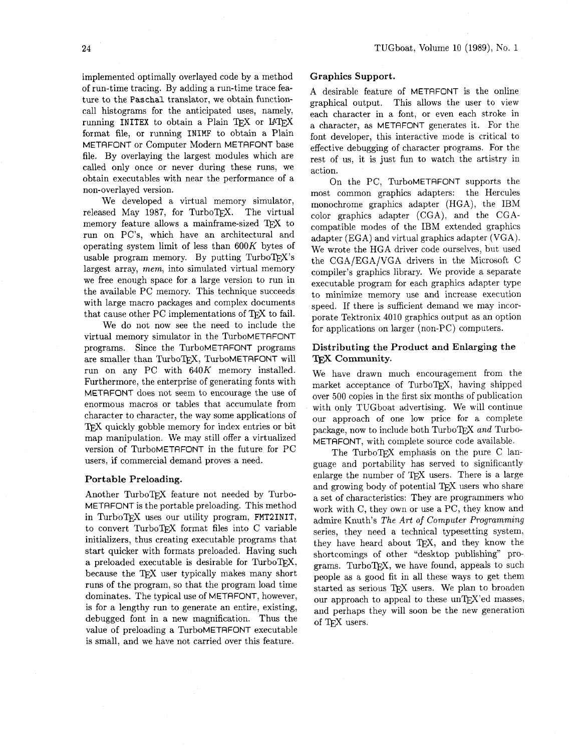implemented optimally overlayed code by a method of run-time tracing. By adding a run-time trace feature to the Paschal translator, we obtain function-call histograms for the anticipated uses, namely, running INITEX to obtain a Plain TeX or LaTeX format file, or running INIMF to obtain a Plain METAFONT or Computer Modern METAFONT base file. By overlaying the largest modules which are called only once or never during these runs, we obtain executables with near the performance of a non-overlayed version.

We developed a virtual memory simulator, released May 1987, for TurboTeX. The virtual memory feature allows a mainframe-sized TeX to run on PC's, which have an architectural and operating system limit of less than $600K$ bytes of usable program memory. By putting TurboTeX's largest array, *mem*, into simulated virtual memory we free enough space for a large version to run in the available PC memory. This technique succeeds with large macro packages and complex documents that cause other PC implementations of TeX to fail.

We do not now see the need to include the virtual memory simulator in the TurboMETAFONT programs. Since the TurboMETAFONT programs are smaller than TurboTeX, TurboMETAFONT will run on any PC with $640K$ memory installed. Furthermore, the enterprise of generating fonts with METAFONT does not seem to encourage the use of enormous macros or tables that accumulate from character to character, the way some applications of TeX quickly gobble memory for index entries or bit map manipulation. We may still offer a virtualized version of TurboMETAFONT in the future for PC users, if commercial demand proves a need.

### Portable Preloading.

Another TurboTeX feature not needed by TurboMETAFONT is the portable preloading. This method in TurboTeX uses our utility program, FMT2INIT, to convert TurboTeX format files into C variable initializers, thus creating executable programs that start quicker with formats preloaded. Having such a preloaded executable is desirable for TurboTeX, because the TeX user typically makes many short runs of the program, so that the program load time dominates. The typical use of METAFONT, however, is for a lengthy run to generate an entire, existing, debugged font in a new magnification. Thus the value of preloading a TurboMETAFONT executable is small, and we have not carried over this feature.

### Graphics Support.

A desirable feature of METAFONT is the online graphical output. This allows the user to view each character in a font, or even each stroke in a character, as METAFONT generates it. For the font developer, this interactive mode is critical to effective debugging of character programs. For the rest of us, it is just fun to watch the artistry in action.

On the PC, TurboMETAFONT supports the most common graphics adapters: the Hercules monochrome graphics adapter (HGA), the IBM color graphics adapter (CGA), and the CGA-compatible modes of the IBM extended graphics adapter (EGA) and virtual graphics adapter (VGA). We wrote the HGA driver code ourselves, but used the CGA/EGA/VGA drivers in the Microsoft C compiler's graphics library. We provide a separate executable program for each graphics adapter type to minimize memory use and increase execution speed. If there is sufficient demand we may incorporate Tektronix 4010 graphics output as an option for applications on larger (non-PC) computers.

### Distributing the Product and Enlarging the TeX Community.

We have drawn much encouragement from the market acceptance of TurboTeX, having shipped over 500 copies in the first six months of publication with only TUGboat advertising. We will continue our approach of one low price for a complete package, now to include both TurboTeX *and* TurboMETAFONT, with complete source code available.

The TurboTeX emphasis on the pure C language and portability has served to significantly enlarge the number of TeX users. There is a large and growing body of potential TeX users who share a set of characteristics: They are programmers who work with C, they own or use a PC, they know and admire Knuth's *The Art of Computer Programming* series, they need a technical typesetting system, they have heard about TeX, and they know the shortcomings of other "desktop publishing" programs. TurboTeX, we have found, appeals to such people as a good fit in all these ways to get them started as serious TeX users. We plan to broaden our approach to appeal to these unTeX'ed masses, and perhaps they will soon be the new generation of TeX users.